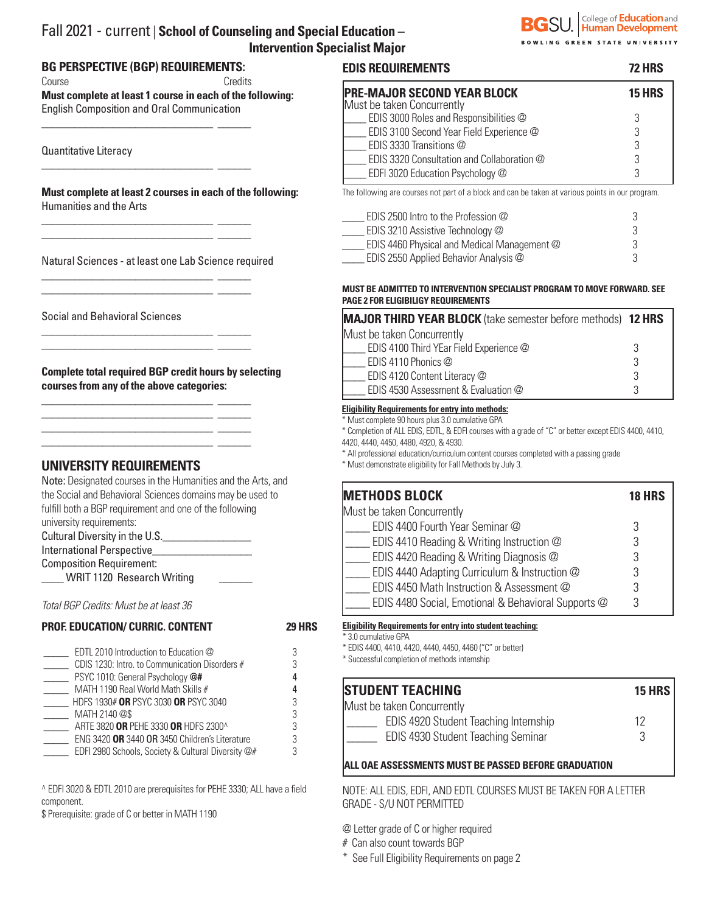# Fall 2021 - current | School of Counseling and Special Education – Intervention Specialist Major

BGSU. College of Education and Human Development
BOWLING GREEN STATE UNIVERSITY

## BG PERSPECTIVE (BGP) REQUIREMENTS:

Course — Credits

**Must complete at least 1 course in each of the following:**

English Composition and Oral Communication

_______________________________ ______

Quantitative Literacy

_______________________________ ______

**Must complete at least 2 courses in each of the following:**

Humanities and the Arts

_______________________________ ______
_______________________________ ______

Natural Sciences - at least one Lab Science required

_______________________________ ______
_______________________________ ______

Social and Behavioral Sciences

_______________________________ ______
_______________________________ ______

**Complete total required BGP credit hours by selecting courses from any of the above categories:**

_______________________________ ______
_______________________________ ______
_______________________________ ______
_______________________________ ______

## UNIVERSITY REQUIREMENTS

Note: Designated courses in the Humanities and the Arts, and the Social and Behavioral Sciences domains may be used to fulfill both a BGP requirement and one of the following university requirements:

Cultural Diversity in the U.S.________________

International Perspective_________________

Composition Requirement:

____ WRIT 1120 Research Writing ______

*Total BGP Credits: Must be at least 36*

## PROF. EDUCATION/ CURRIC. CONTENT — 29 HRS

| Course | Credits |
|---|---|
| _____ EDTL 2010 Introduction to Education @ | 3 |
| _____ CDIS 1230: Intro. to Communication Disorders # | 3 |
| _____ PSYC 1010: General Psychology **@#** | 4 |
| _____ MATH 1190 Real World Math Skills # | 4 |
| _____ HDFS 1930# **OR** PSYC 3030 **OR** PSYC 3040 | 3 |
| _____ MATH 2140 @$ | 3 |
| _____ ARTE 3820 **OR** PEHE 3330 **OR** HDFS 2300^ | 3 |
| _____ ENG 3420 **OR** 3440 **OR** 3450 Children's Literature | 3 |
| _____ EDFI 2980 Schools, Society & Cultural Diversity @# | 3 |

^ EDFI 3020 & EDTL 2010 are prerequisites for PEHE 3330; ALL have a field component.

$ Prerequisite: grade of C or better in MATH 1190

## EDIS REQUIREMENTS — 72 HRS

### PRE-MAJOR SECOND YEAR BLOCK — 15 HRS

Must be taken Concurrently

| Course | Credits |
|---|---|
| ____ EDIS 3000 Roles and Responsibilities @ | 3 |
| ____ EDIS 3100 Second Year Field Experience @ | 3 |
| ____ EDIS 3330 Transitions @ | 3 |
| ____ EDIS 3320 Consultation and Collaboration @ | 3 |
| ____ EDFI 3020 Education Psychology @ | 3 |

The following are courses not part of a block and can be taken at various points in our program.

| Course | Credits |
|---|---|
| ____ EDIS 2500 Intro to the Profession @ | 3 |
| ____ EDIS 3210 Assistive Technology @ | 3 |
| ____ EDIS 4460 Physical and Medical Management @ | 3 |
| ____ EDIS 2550 Applied Behavior Analysis @ | 3 |

**MUST BE ADMITTED TO INTERVENTION SPECIALIST PROGRAM TO MOVE FORWARD. SEE PAGE 2 FOR ELIGIBILIGY REQUIREMENTS**

### MAJOR THIRD YEAR BLOCK (take semester before methods) — 12 HRS

Must be taken Concurrently

| Course | Credits |
|---|---|
| ____ EDIS 4100 Third YEar Field Experience @ | 3 |
| ____ EDIS 4110 Phonics @ | 3 |
| ____ EDIS 4120 Content Literacy @ | 3 |
| ____ EDIS 4530 Assessment & Evaluation @ | 3 |

**Eligibility Requirements for entry into methods:**

* Must complete 90 hours plus 3.0 cumulative GPA
* Completion of ALL EDIS, EDTL, & EDFI courses with a grade of "C" or better except EDIS 4400, 4410, 4420, 4440, 4450, 4480, 4920, & 4930.
* All professional education/curriculum content courses completed with a passing grade
* Must demonstrate eligibility for Fall Methods by July 3.

### METHODS BLOCK — 18 HRS

Must be taken Concurrently

| Course | Credits |
|---|---|
| ____ EDIS 4400 Fourth Year Seminar @ | 3 |
| ____ EDIS 4410 Reading & Writing Instruction @ | 3 |
| ____ EDIS 4420 Reading & Writing Diagnosis @ | 3 |
| ____ EDIS 4440 Adapting Curriculum & Instruction @ | 3 |
| ____ EDIS 4450 Math Instruction & Assessment @ | 3 |
| ____ EDIS 4480 Social, Emotional & Behavioral Supports @ | 3 |

**Eligibility Requirements for entry into student teaching:**

* 3.0 cumulative GPA
* EDIS 4400, 4410, 4420, 4440, 4450, 4460 ("C" or better)
* Successful completion of methods internship

### STUDENT TEACHING — 15 HRS

Must be taken Concurrently

| Course | Credits |
|---|---|
| ______ EDIS 4920 Student Teaching Internship | 12 |
| ______ EDIS 4930 Student Teaching Seminar | 3 |

**ALL OAE ASSESSMENTS MUST BE PASSED BEFORE GRADUATION**

NOTE: ALL EDIS, EDFI, AND EDTL COURSES MUST BE TAKEN FOR A LETTER GRADE - S/U NOT PERMITTED

@ Letter grade of C or higher required
# Can also count towards BGP
* See Full Eligibility Requirements on page 2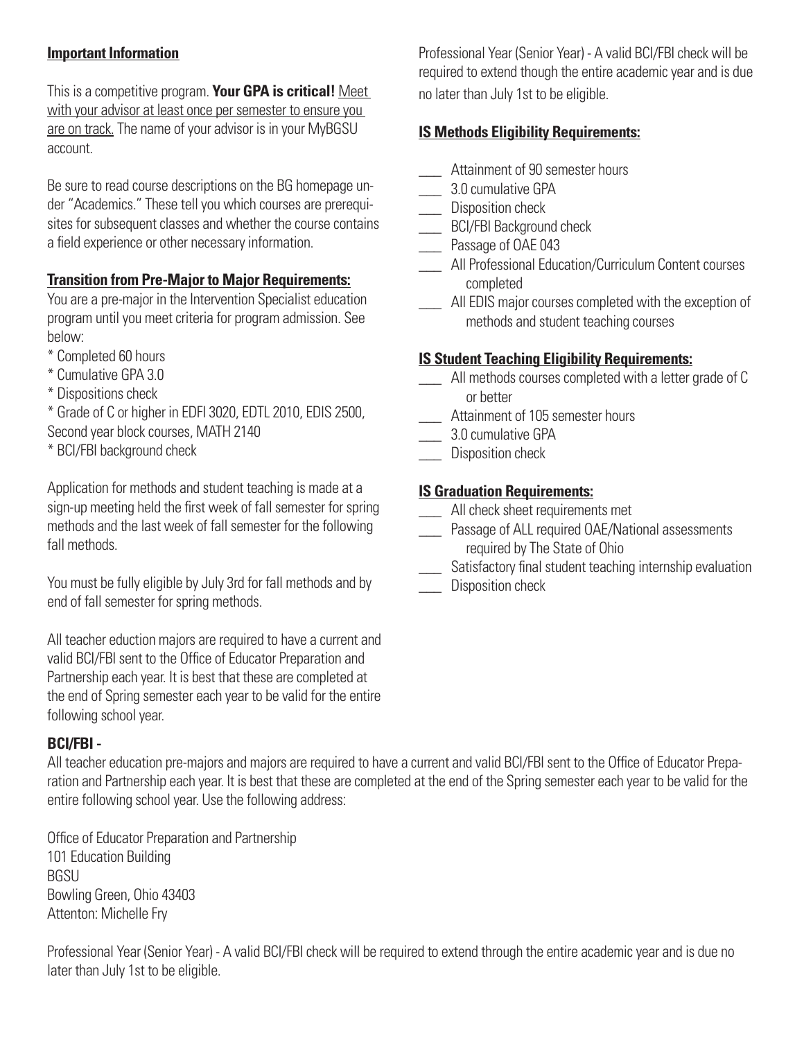**Important Information**

This is a competitive program. **Your GPA is critical!** Meet with your advisor at least once per semester to ensure you are on track. The name of your advisor is in your MyBGSU account.

Be sure to read course descriptions on the BG homepage under "Academics." These tell you which courses are prerequisites for subsequent classes and whether the course contains a field experience or other necessary information.

**Transition from Pre-Major to Major Requirements:**

You are a pre-major in the Intervention Specialist education program until you meet criteria for program admission. See below:

* Completed 60 hours
* Cumulative GPA 3.0
* Dispositions check
* Grade of C or higher in EDFI 3020, EDTL 2010, EDIS 2500, Second year block courses, MATH 2140
* BCI/FBI background check

Application for methods and student teaching is made at a sign-up meeting held the first week of fall semester for spring methods and the last week of fall semester for the following fall methods.

You must be fully eligible by July 3rd for fall methods and by end of fall semester for spring methods.

All teacher eduction majors are required to have a current and valid BCI/FBI sent to the Office of Educator Preparation and Partnership each year. It is best that these are completed at the end of Spring semester each year to be valid for the entire following school year.

Professional Year (Senior Year) - A valid BCI/FBI check will be required to extend though the entire academic year and is due no later than July 1st to be eligible.

**IS Methods Eligibility Requirements:**

- ___ Attainment of 90 semester hours
- ___ 3.0 cumulative GPA
- ___ Disposition check
- ___ BCI/FBI Background check
- ___ Passage of OAE 043
- ___ All Professional Education/Curriculum Content courses completed
- ___ All EDIS major courses completed with the exception of methods and student teaching courses

**IS Student Teaching Eligibility Requirements:**

- ___ All methods courses completed with a letter grade of C or better
- ___ Attainment of 105 semester hours
- ___ 3.0 cumulative GPA
- ___ Disposition check

**IS Graduation Requirements:**

- ___ All check sheet requirements met
- ___ Passage of ALL required OAE/National assessments required by The State of Ohio
- ___ Satisfactory final student teaching internship evaluation
- ___ Disposition check

**BCI/FBI -**

All teacher education pre-majors and majors are required to have a current and valid BCI/FBI sent to the Office of Educator Preparation and Partnership each year. It is best that these are completed at the end of the Spring semester each year to be valid for the entire following school year. Use the following address:

Office of Educator Preparation and Partnership
101 Education Building
BGSU
Bowling Green, Ohio 43403
Attenton: Michelle Fry

Professional Year (Senior Year) - A valid BCI/FBI check will be required to extend through the entire academic year and is due no later than July 1st to be eligible.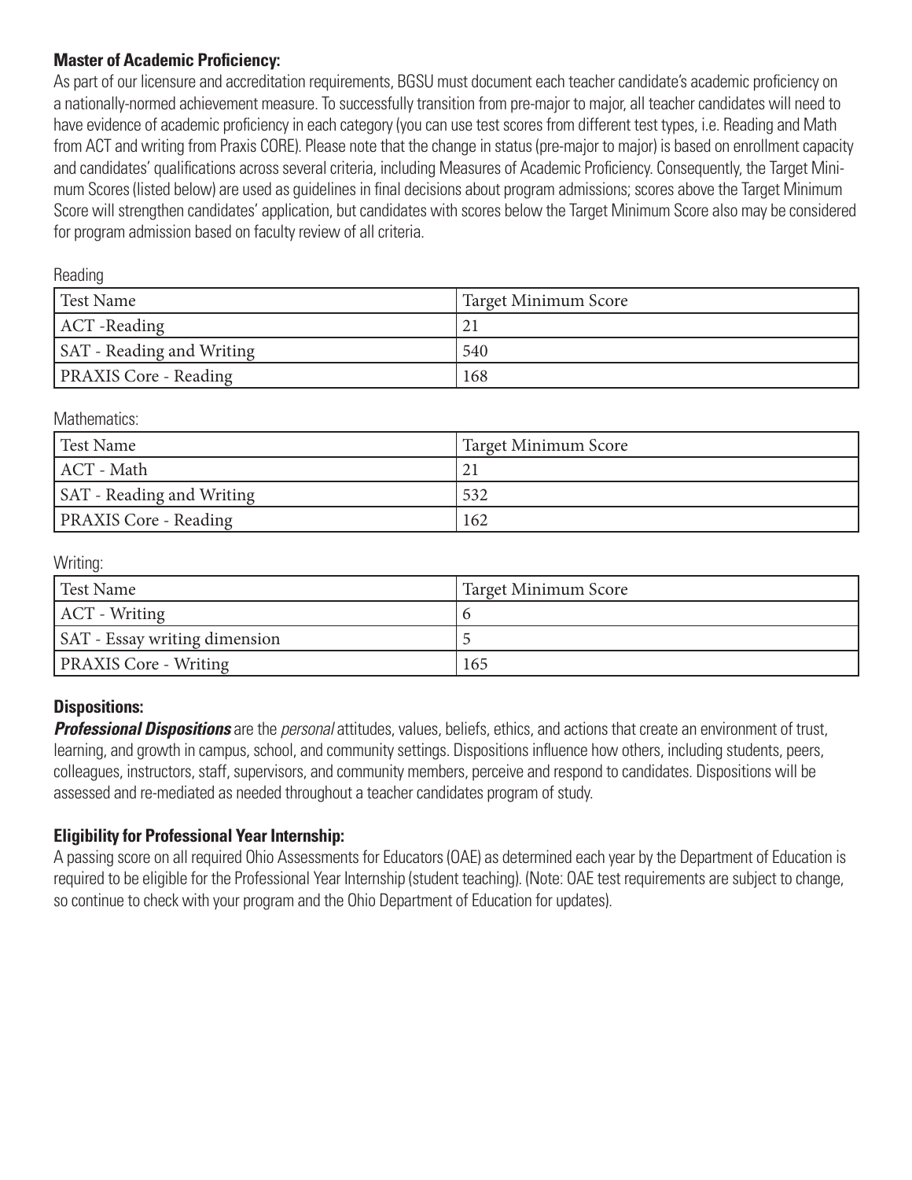**Master of Academic Proficiency:**

As part of our licensure and accreditation requirements, BGSU must document each teacher candidate's academic proficiency on a nationally-normed achievement measure. To successfully transition from pre-major to major, all teacher candidates will need to have evidence of academic proficiency in each category (you can use test scores from different test types, i.e. Reading and Math from ACT and writing from Praxis CORE). Please note that the change in status (pre-major to major) is based on enrollment capacity and candidates' qualifications across several criteria, including Measures of Academic Proficiency. Consequently, the Target Minimum Scores (listed below) are used as guidelines in final decisions about program admissions; scores above the Target Minimum Score will strengthen candidates' application, but candidates with scores below the Target Minimum Score also may be considered for program admission based on faculty review of all criteria.

Reading

| Test Name | Target Minimum Score |
| --- | --- |
| ACT -Reading | 21 |
| SAT - Reading and Writing | 540 |
| PRAXIS Core - Reading | 168 |

Mathematics:

| Test Name | Target Minimum Score |
| --- | --- |
| ACT - Math | 21 |
| SAT - Reading and Writing | 532 |
| PRAXIS Core - Reading | 162 |

Writing:

| Test Name | Target Minimum Score |
| --- | --- |
| ACT - Writing | 6 |
| SAT - Essay writing dimension | 5 |
| PRAXIS Core - Writing | 165 |

**Dispositions:**

***Professional Dispositions*** are the *personal* attitudes, values, beliefs, ethics, and actions that create an environment of trust, learning, and growth in campus, school, and community settings. Dispositions influence how others, including students, peers, colleagues, instructors, staff, supervisors, and community members, perceive and respond to candidates. Dispositions will be assessed and re-mediated as needed throughout a teacher candidates program of study.

**Eligibility for Professional Year Internship:**

A passing score on all required Ohio Assessments for Educators (OAE) as determined each year by the Department of Education is required to be eligible for the Professional Year Internship (student teaching). (Note: OAE test requirements are subject to change, so continue to check with your program and the Ohio Department of Education for updates).